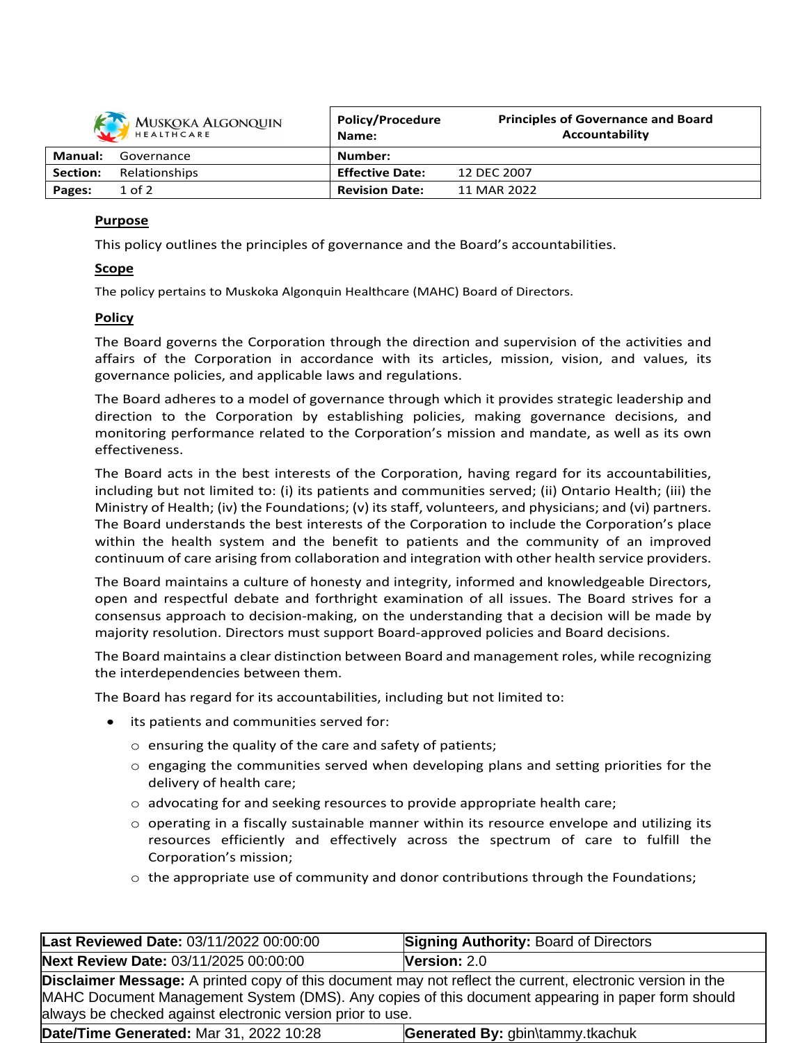| Muskoka Algonquin Healthcare | Policy/Procedure Name: | Principles of Governance and Board Accountability |
|---|---|---|
| **Manual:** Governance | **Number:** | |
| **Section:** Relationships | **Effective Date:** | 12 DEC 2007 |
| **Pages:** 1 of 2 | **Revision Date:** | 11 MAR 2022 |

## Purpose

This policy outlines the principles of governance and the Board's accountabilities.

## Scope

The policy pertains to Muskoka Algonquin Healthcare (MAHC) Board of Directors.

## Policy

The Board governs the Corporation through the direction and supervision of the activities and affairs of the Corporation in accordance with its articles, mission, vision, and values, its governance policies, and applicable laws and regulations.

The Board adheres to a model of governance through which it provides strategic leadership and direction to the Corporation by establishing policies, making governance decisions, and monitoring performance related to the Corporation's mission and mandate, as well as its own effectiveness.

The Board acts in the best interests of the Corporation, having regard for its accountabilities, including but not limited to: (i) its patients and communities served; (ii) Ontario Health; (iii) the Ministry of Health; (iv) the Foundations; (v) its staff, volunteers, and physicians; and (vi) partners. The Board understands the best interests of the Corporation to include the Corporation's place within the health system and the benefit to patients and the community of an improved continuum of care arising from collaboration and integration with other health service providers.

The Board maintains a culture of honesty and integrity, informed and knowledgeable Directors, open and respectful debate and forthright examination of all issues. The Board strives for a consensus approach to decision-making, on the understanding that a decision will be made by majority resolution. Directors must support Board-approved policies and Board decisions.

The Board maintains a clear distinction between Board and management roles, while recognizing the interdependencies between them.

The Board has regard for its accountabilities, including but not limited to:

- its patients and communities served for:
  - ensuring the quality of the care and safety of patients;
  - engaging the communities served when developing plans and setting priorities for the delivery of health care;
  - advocating for and seeking resources to provide appropriate health care;
  - operating in a fiscally sustainable manner within its resource envelope and utilizing its resources efficiently and effectively across the spectrum of care to fulfill the Corporation's mission;
  - the appropriate use of community and donor contributions through the Foundations;

| **Last Reviewed Date:** 03/11/2022 00:00:00 | **Signing Authority:** Board of Directors |
|---|---|
| **Next Review Date:** 03/11/2025 00:00:00 | **Version:** 2.0 |
| **Disclaimer Message:** A printed copy of this document may not reflect the current, electronic version in the MAHC Document Management System (DMS). Any copies of this document appearing in paper form should always be checked against electronic version prior to use. | |
| **Date/Time Generated:** Mar 31, 2022 10:28 | **Generated By:** gbin\tammy.tkachuk |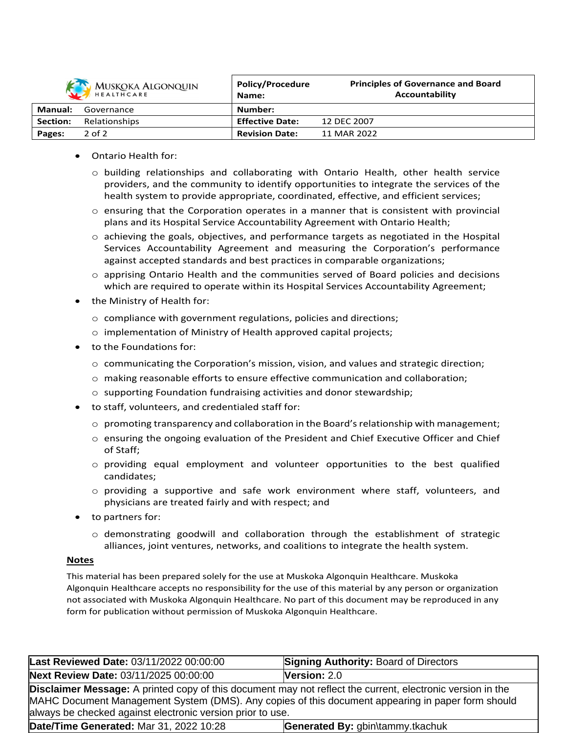- Ontario Health for:
    - building relationships and collaborating with Ontario Health, other health service providers, and the community to identify opportunities to integrate the services of the health system to provide appropriate, coordinated, effective, and efficient services;
    - ensuring that the Corporation operates in a manner that is consistent with provincial plans and its Hospital Service Accountability Agreement with Ontario Health;
    - achieving the goals, objectives, and performance targets as negotiated in the Hospital Services Accountability Agreement and measuring the Corporation's performance against accepted standards and best practices in comparable organizations;
    - apprising Ontario Health and the communities served of Board policies and decisions which are required to operate within its Hospital Services Accountability Agreement;
- the Ministry of Health for:
    - compliance with government regulations, policies and directions;
    - implementation of Ministry of Health approved capital projects;
- to the Foundations for:
    - communicating the Corporation's mission, vision, and values and strategic direction;
    - making reasonable efforts to ensure effective communication and collaboration;
    - supporting Foundation fundraising activities and donor stewardship;
- to staff, volunteers, and credentialed staff for:
    - promoting transparency and collaboration in the Board's relationship with management;
    - ensuring the ongoing evaluation of the President and Chief Executive Officer and Chief of Staff;
    - providing equal employment and volunteer opportunities to the best qualified candidates;
    - providing a supportive and safe work environment where staff, volunteers, and physicians are treated fairly and with respect; and
- to partners for:
    - demonstrating goodwill and collaboration through the establishment of strategic alliances, joint ventures, networks, and coalitions to integrate the health system.

**Notes**

This material has been prepared solely for the use at Muskoka Algonquin Healthcare. Muskoka Algonquin Healthcare accepts no responsibility for the use of this material by any person or organization not associated with Muskoka Algonquin Healthcare. No part of this document may be reproduced in any form for publication without permission of Muskoka Algonquin Healthcare.

| | |
|---|---|
| **Last Reviewed Date:** 03/11/2022 00:00:00 | **Signing Authority:** Board of Directors |
| **Next Review Date:** 03/11/2025 00:00:00 | **Version:** 2.0 |
| **Disclaimer Message:** A printed copy of this document may not reflect the current, electronic version in the MAHC Document Management System (DMS). Any copies of this document appearing in paper form should always be checked against electronic version prior to use. | |
| **Date/Time Generated:** Mar 31, 2022 10:28 | **Generated By:** gbin\tammy.tkachuk |